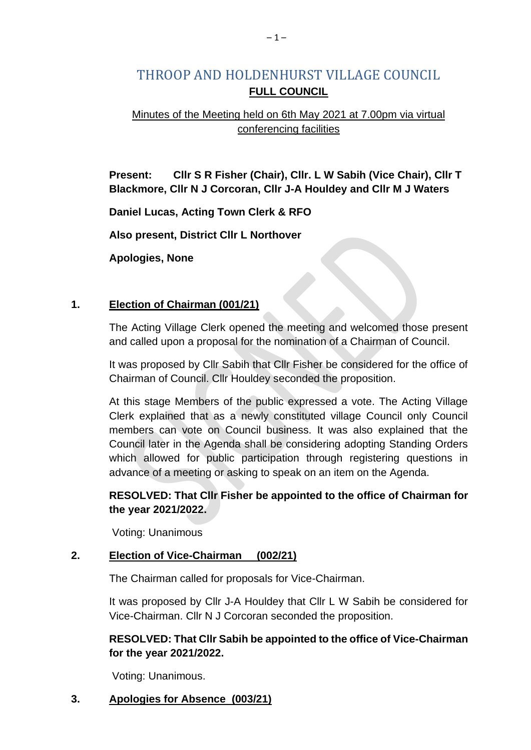# THROOP AND HOLDENHURST VILLAGE COUNCIL

## FULL COUNCIL

Minutes of the Meeting held on 6th May 2021 at 7.00pm via virtual conferencing facilities

**Present: Cllr S R Fisher (Chair), Cllr. L W Sabih (Vice Chair), Cllr T Blackmore, Cllr N J Corcoran, Cllr J-A Houldey and Cllr M J Waters**

**Daniel Lucas, Acting Town Clerk & RFO**

**Also present, District Cllr L Northover**

**Apologies, None**

### 1. Election of Chairman (001/21)

The Acting Village Clerk opened the meeting and welcomed those present and called upon a proposal for the nomination of a Chairman of Council.

It was proposed by Cllr Sabih that Cllr Fisher be considered for the office of Chairman of Council. Cllr Houldey seconded the proposition.

At this stage Members of the public expressed a vote. The Acting Village Clerk explained that as a newly constituted village Council only Council members can vote on Council business. It was also explained that the Council later in the Agenda shall be considering adopting Standing Orders which allowed for public participation through registering questions in advance of a meeting or asking to speak on an item on the Agenda.

**RESOLVED: That Cllr Fisher be appointed to the office of Chairman for the year 2021/2022.**

Voting: Unanimous

### 2. Election of Vice-Chairman (002/21)

The Chairman called for proposals for Vice-Chairman.

It was proposed by Cllr J-A Houldey that Cllr L W Sabih be considered for Vice-Chairman. Cllr N J Corcoran seconded the proposition.

**RESOLVED: That Cllr Sabih be appointed to the office of Vice-Chairman for the year 2021/2022.**

Voting: Unanimous.

### 3. Apologies for Absence (003/21)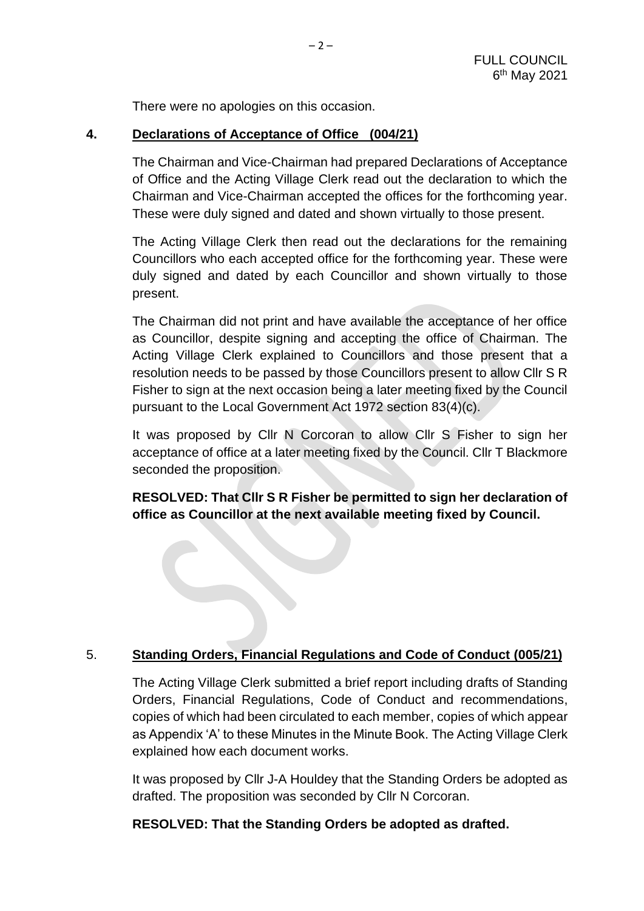There were no apologies on this occasion.

## 4. Declarations of Acceptance of Office (004/21)

The Chairman and Vice-Chairman had prepared Declarations of Acceptance of Office and the Acting Village Clerk read out the declaration to which the Chairman and Vice-Chairman accepted the offices for the forthcoming year. These were duly signed and dated and shown virtually to those present.

The Acting Village Clerk then read out the declarations for the remaining Councillors who each accepted office for the forthcoming year. These were duly signed and dated by each Councillor and shown virtually to those present.

The Chairman did not print and have available the acceptance of her office as Councillor, despite signing and accepting the office of Chairman. The Acting Village Clerk explained to Councillors and those present that a resolution needs to be passed by those Councillors present to allow Cllr S R Fisher to sign at the next occasion being a later meeting fixed by the Council pursuant to the Local Government Act 1972 section 83(4)(c).

It was proposed by Cllr N Corcoran to allow Cllr S Fisher to sign her acceptance of office at a later meeting fixed by the Council. Cllr T Blackmore seconded the proposition.

**RESOLVED: That Cllr S R Fisher be permitted to sign her declaration of office as Councillor at the next available meeting fixed by Council.**

## 5. Standing Orders, Financial Regulations and Code of Conduct (005/21)

The Acting Village Clerk submitted a brief report including drafts of Standing Orders, Financial Regulations, Code of Conduct and recommendations, copies of which had been circulated to each member, copies of which appear as Appendix 'A' to these Minutes in the Minute Book. The Acting Village Clerk explained how each document works.

It was proposed by Cllr J-A Houldey that the Standing Orders be adopted as drafted. The proposition was seconded by Cllr N Corcoran.

**RESOLVED: That the Standing Orders be adopted as drafted.**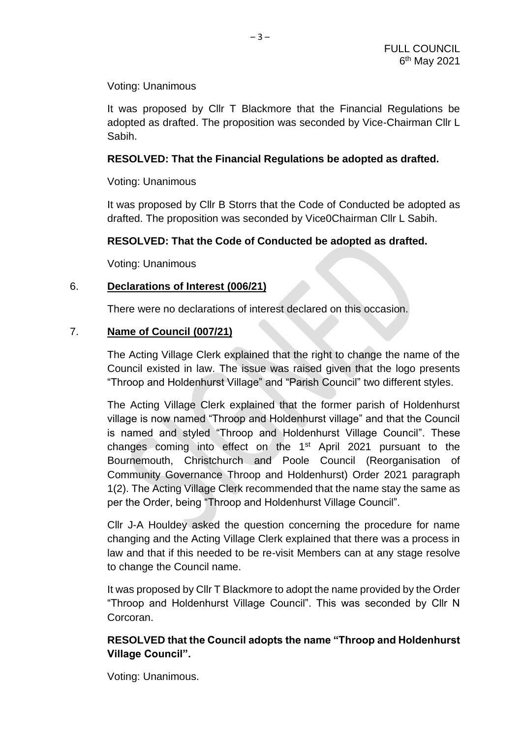Voting: Unanimous

It was proposed by Cllr T Blackmore that the Financial Regulations be adopted as drafted. The proposition was seconded by Vice-Chairman Cllr L Sabih.

**RESOLVED: That the Financial Regulations be adopted as drafted.**

Voting: Unanimous

It was proposed by Cllr B Storrs that the Code of Conducted be adopted as drafted. The proposition was seconded by Vice0Chairman Cllr L Sabih.

**RESOLVED: That the Code of Conducted be adopted as drafted.**

Voting: Unanimous

6. **Declarations of Interest (006/21)**

There were no declarations of interest declared on this occasion.

7. **Name of Council (007/21)**

The Acting Village Clerk explained that the right to change the name of the Council existed in law. The issue was raised given that the logo presents "Throop and Holdenhurst Village" and "Parish Council" two different styles.

The Acting Village Clerk explained that the former parish of Holdenhurst village is now named "Throop and Holdenhurst village" and that the Council is named and styled "Throop and Holdenhurst Village Council". These changes coming into effect on the 1st April 2021 pursuant to the Bournemouth, Christchurch and Poole Council (Reorganisation of Community Governance Throop and Holdenhurst) Order 2021 paragraph 1(2). The Acting Village Clerk recommended that the name stay the same as per the Order, being "Throop and Holdenhurst Village Council".

Cllr J-A Houldey asked the question concerning the procedure for name changing and the Acting Village Clerk explained that there was a process in law and that if this needed to be re-visit Members can at any stage resolve to change the Council name.

It was proposed by Cllr T Blackmore to adopt the name provided by the Order "Throop and Holdenhurst Village Council". This was seconded by Cllr N Corcoran.

**RESOLVED that the Council adopts the name "Throop and Holdenhurst Village Council".**

Voting: Unanimous.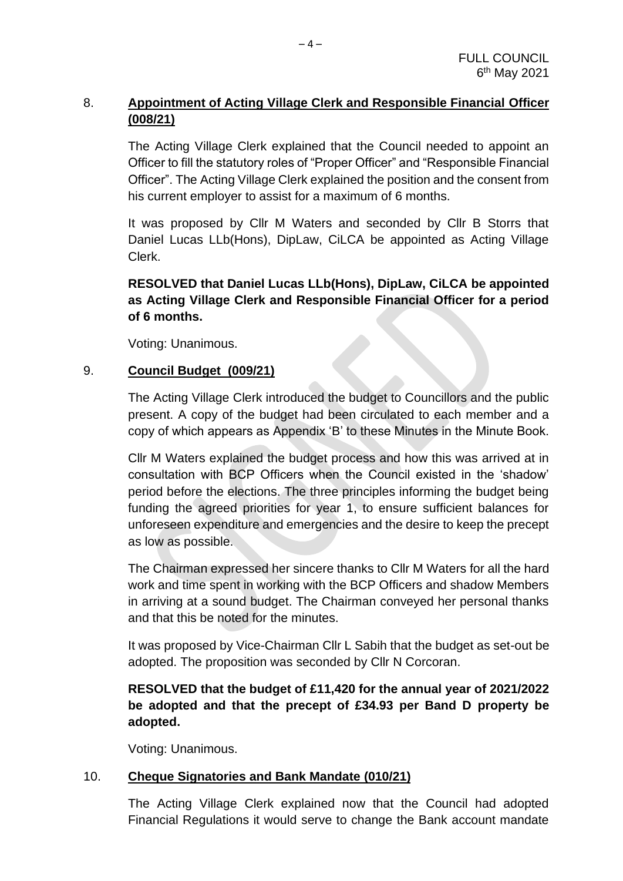8. **Appointment of Acting Village Clerk and Responsible Financial Officer (008/21)**

The Acting Village Clerk explained that the Council needed to appoint an Officer to fill the statutory roles of "Proper Officer" and "Responsible Financial Officer". The Acting Village Clerk explained the position and the consent from his current employer to assist for a maximum of 6 months.

It was proposed by Cllr M Waters and seconded by Cllr B Storrs that Daniel Lucas LLb(Hons), DipLaw, CiLCA be appointed as Acting Village Clerk.

**RESOLVED that Daniel Lucas LLb(Hons), DipLaw, CiLCA be appointed as Acting Village Clerk and Responsible Financial Officer for a period of 6 months.**

Voting: Unanimous.

9. **Council Budget (009/21)**

The Acting Village Clerk introduced the budget to Councillors and the public present. A copy of the budget had been circulated to each member and a copy of which appears as Appendix 'B' to these Minutes in the Minute Book.

Cllr M Waters explained the budget process and how this was arrived at in consultation with BCP Officers when the Council existed in the 'shadow' period before the elections. The three principles informing the budget being funding the agreed priorities for year 1, to ensure sufficient balances for unforeseen expenditure and emergencies and the desire to keep the precept as low as possible.

The Chairman expressed her sincere thanks to Cllr M Waters for all the hard work and time spent in working with the BCP Officers and shadow Members in arriving at a sound budget. The Chairman conveyed her personal thanks and that this be noted for the minutes.

It was proposed by Vice-Chairman Cllr L Sabih that the budget as set-out be adopted. The proposition was seconded by Cllr N Corcoran.

**RESOLVED that the budget of £11,420 for the annual year of 2021/2022 be adopted and that the precept of £34.93 per Band D property be adopted.**

Voting: Unanimous.

10. **Cheque Signatories and Bank Mandate (010/21)**

The Acting Village Clerk explained now that the Council had adopted Financial Regulations it would serve to change the Bank account mandate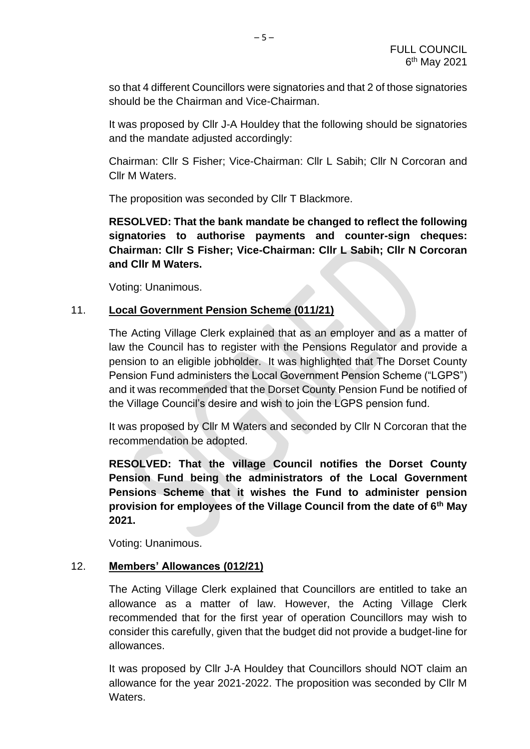so that 4 different Councillors were signatories and that 2 of those signatories should be the Chairman and Vice-Chairman.

It was proposed by Cllr J-A Houldey that the following should be signatories and the mandate adjusted accordingly:

Chairman: Cllr S Fisher; Vice-Chairman: Cllr L Sabih; Cllr N Corcoran and Cllr M Waters.

The proposition was seconded by Cllr T Blackmore.

**RESOLVED: That the bank mandate be changed to reflect the following signatories to authorise payments and counter-sign cheques: Chairman: Cllr S Fisher; Vice-Chairman: Cllr L Sabih; Cllr N Corcoran and Cllr M Waters.**

Voting: Unanimous.

11. **Local Government Pension Scheme (011/21)**

The Acting Village Clerk explained that as an employer and as a matter of law the Council has to register with the Pensions Regulator and provide a pension to an eligible jobholder. It was highlighted that The Dorset County Pension Fund administers the Local Government Pension Scheme ("LGPS") and it was recommended that the Dorset County Pension Fund be notified of the Village Council's desire and wish to join the LGPS pension fund.

It was proposed by Cllr M Waters and seconded by Cllr N Corcoran that the recommendation be adopted.

**RESOLVED: That the village Council notifies the Dorset County Pension Fund being the administrators of the Local Government Pensions Scheme that it wishes the Fund to administer pension provision for employees of the Village Council from the date of 6th May 2021.**

Voting: Unanimous.

12. **Members' Allowances (012/21)**

The Acting Village Clerk explained that Councillors are entitled to take an allowance as a matter of law. However, the Acting Village Clerk recommended that for the first year of operation Councillors may wish to consider this carefully, given that the budget did not provide a budget-line for allowances.

It was proposed by Cllr J-A Houldey that Councillors should NOT claim an allowance for the year 2021-2022. The proposition was seconded by Cllr M Waters.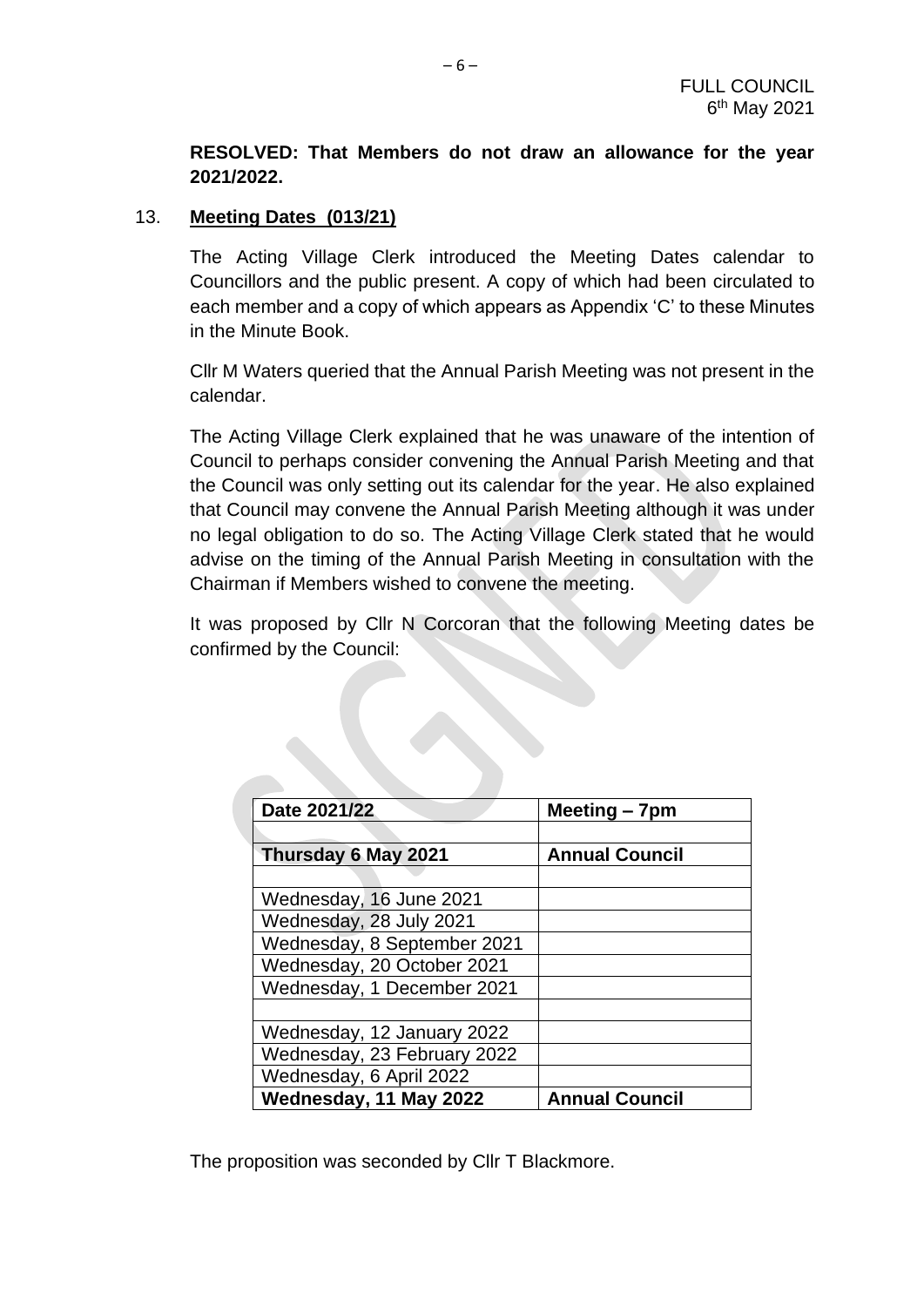**RESOLVED: That Members do not draw an allowance for the year 2021/2022.**

13. **Meeting Dates (013/21)**

The Acting Village Clerk introduced the Meeting Dates calendar to Councillors and the public present. A copy of which had been circulated to each member and a copy of which appears as Appendix 'C' to these Minutes in the Minute Book.

Cllr M Waters queried that the Annual Parish Meeting was not present in the calendar.

The Acting Village Clerk explained that he was unaware of the intention of Council to perhaps consider convening the Annual Parish Meeting and that the Council was only setting out its calendar for the year. He also explained that Council may convene the Annual Parish Meeting although it was under no legal obligation to do so. The Acting Village Clerk stated that he would advise on the timing of the Annual Parish Meeting in consultation with the Chairman if Members wished to convene the meeting.

It was proposed by Cllr N Corcoran that the following Meeting dates be confirmed by the Council:

| Date 2021/22 | Meeting – 7pm |
|---|---|
| | |
| **Thursday 6 May 2021** | **Annual Council** |
| | |
| Wednesday, 16 June 2021 | |
| Wednesday, 28 July 2021 | |
| Wednesday, 8 September 2021 | |
| Wednesday, 20 October 2021 | |
| Wednesday, 1 December 2021 | |
| | |
| Wednesday, 12 January 2022 | |
| Wednesday, 23 February 2022 | |
| Wednesday, 6 April 2022 | |
| **Wednesday, 11 May 2022** | **Annual Council** |

The proposition was seconded by Cllr T Blackmore.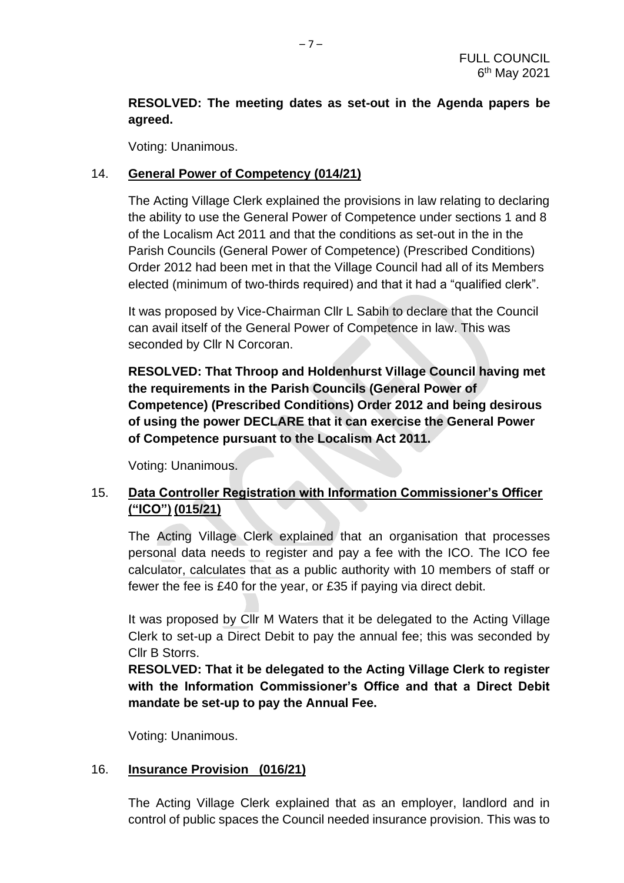**RESOLVED: The meeting dates as set-out in the Agenda papers be agreed.**

Voting: Unanimous.

14. **General Power of Competency (014/21)**

The Acting Village Clerk explained the provisions in law relating to declaring the ability to use the General Power of Competence under sections 1 and 8 of the Localism Act 2011 and that the conditions as set-out in the in the Parish Councils (General Power of Competence) (Prescribed Conditions) Order 2012 had been met in that the Village Council had all of its Members elected (minimum of two-thirds required) and that it had a "qualified clerk".

It was proposed by Vice-Chairman Cllr L Sabih to declare that the Council can avail itself of the General Power of Competence in law. This was seconded by Cllr N Corcoran.

**RESOLVED: That Throop and Holdenhurst Village Council having met the requirements in the Parish Councils (General Power of Competence) (Prescribed Conditions) Order 2012 and being desirous of using the power DECLARE that it can exercise the General Power of Competence pursuant to the Localism Act 2011.**

Voting: Unanimous.

15. **Data Controller Registration with Information Commissioner's Officer ("ICO") (015/21)**

The Acting Village Clerk explained that an organisation that processes personal data needs to register and pay a fee with the ICO. The ICO fee calculator, calculates that as a public authority with 10 members of staff or fewer the fee is £40 for the year, or £35 if paying via direct debit.

It was proposed by Cllr M Waters that it be delegated to the Acting Village Clerk to set-up a Direct Debit to pay the annual fee; this was seconded by Cllr B Storrs.

**RESOLVED: That it be delegated to the Acting Village Clerk to register with the Information Commissioner's Office and that a Direct Debit mandate be set-up to pay the Annual Fee.**

Voting: Unanimous.

16. **Insurance Provision (016/21)**

The Acting Village Clerk explained that as an employer, landlord and in control of public spaces the Council needed insurance provision. This was to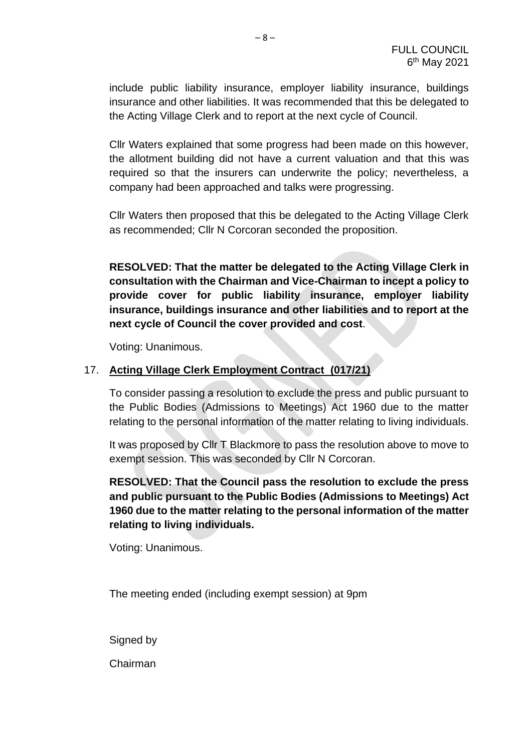include public liability insurance, employer liability insurance, buildings insurance and other liabilities. It was recommended that this be delegated to the Acting Village Clerk and to report at the next cycle of Council.

Cllr Waters explained that some progress had been made on this however, the allotment building did not have a current valuation and that this was required so that the insurers can underwrite the policy; nevertheless, a company had been approached and talks were progressing.

Cllr Waters then proposed that this be delegated to the Acting Village Clerk as recommended; Cllr N Corcoran seconded the proposition.

**RESOLVED: That the matter be delegated to the Acting Village Clerk in consultation with the Chairman and Vice-Chairman to incept a policy to provide cover for public liability insurance, employer liability insurance, buildings insurance and other liabilities and to report at the next cycle of Council the cover provided and cost**.

Voting: Unanimous.

17. **Acting Village Clerk Employment Contract (017/21)**

To consider passing a resolution to exclude the press and public pursuant to the Public Bodies (Admissions to Meetings) Act 1960 due to the matter relating to the personal information of the matter relating to living individuals.

It was proposed by Cllr T Blackmore to pass the resolution above to move to exempt session. This was seconded by Cllr N Corcoran.

**RESOLVED: That the Council pass the resolution to exclude the press and public pursuant to the Public Bodies (Admissions to Meetings) Act 1960 due to the matter relating to the personal information of the matter relating to living individuals.**

Voting: Unanimous.

The meeting ended (including exempt session) at 9pm

Signed by

Chairman